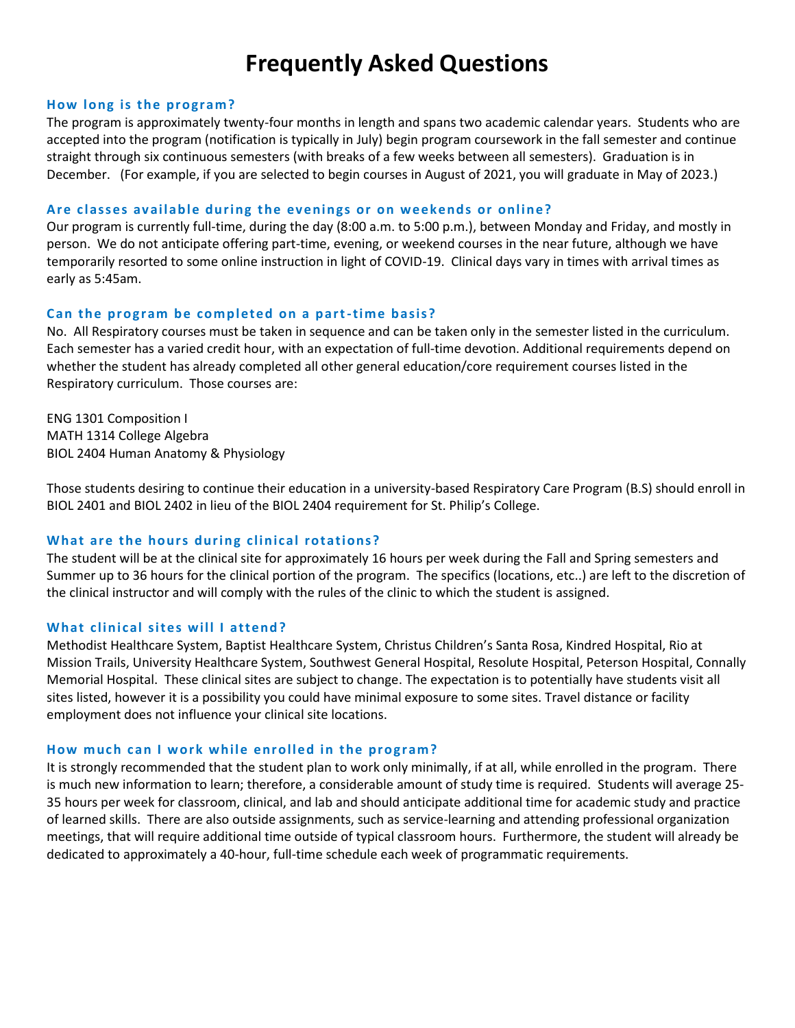# Frequently Asked Questions

### How long is the program?

The program is approximately twenty-four months in length and spans two academic calendar years. Students who are accepted into the program (notification is typically in July) begin program coursework in the fall semester and continue straight through six continuous semesters (with breaks of a few weeks between all semesters). Graduation is in December. (For example, if you are selected to begin courses in August of 2021, you will graduate in May of 2023.)

### Are classes available during the evenings or on weekends or online?

Our program is currently full-time, during the day (8:00 a.m. to 5:00 p.m.), between Monday and Friday, and mostly in person. We do not anticipate offering part-time, evening, or weekend courses in the near future, although we have temporarily resorted to some online instruction in light of COVID-19. Clinical days vary in times with arrival times as early as 5:45am.

### Can the program be completed on a part-time basis?

No. All Respiratory courses must be taken in sequence and can be taken only in the semester listed in the curriculum. Each semester has a varied credit hour, with an expectation of full-time devotion. Additional requirements depend on whether the student has already completed all other general education/core requirement courses listed in the Respiratory curriculum. Those courses are:

ENG 1301 Composition I
MATH 1314 College Algebra
BIOL 2404 Human Anatomy & Physiology

Those students desiring to continue their education in a university-based Respiratory Care Program (B.S) should enroll in BIOL 2401 and BIOL 2402 in lieu of the BIOL 2404 requirement for St. Philip's College.

### What are the hours during clinical rotations?

The student will be at the clinical site for approximately 16 hours per week during the Fall and Spring semesters and Summer up to 36 hours for the clinical portion of the program. The specifics (locations, etc..) are left to the discretion of the clinical instructor and will comply with the rules of the clinic to which the student is assigned.

### What clinical sites will I attend?

Methodist Healthcare System, Baptist Healthcare System, Christus Children's Santa Rosa, Kindred Hospital, Rio at Mission Trails, University Healthcare System, Southwest General Hospital, Resolute Hospital, Peterson Hospital, Connally Memorial Hospital. These clinical sites are subject to change. The expectation is to potentially have students visit all sites listed, however it is a possibility you could have minimal exposure to some sites. Travel distance or facility employment does not influence your clinical site locations.

### How much can I work while enrolled in the program?

It is strongly recommended that the student plan to work only minimally, if at all, while enrolled in the program. There is much new information to learn; therefore, a considerable amount of study time is required. Students will average 25-35 hours per week for classroom, clinical, and lab and should anticipate additional time for academic study and practice of learned skills. There are also outside assignments, such as service-learning and attending professional organization meetings, that will require additional time outside of typical classroom hours. Furthermore, the student will already be dedicated to approximately a 40-hour, full-time schedule each week of programmatic requirements.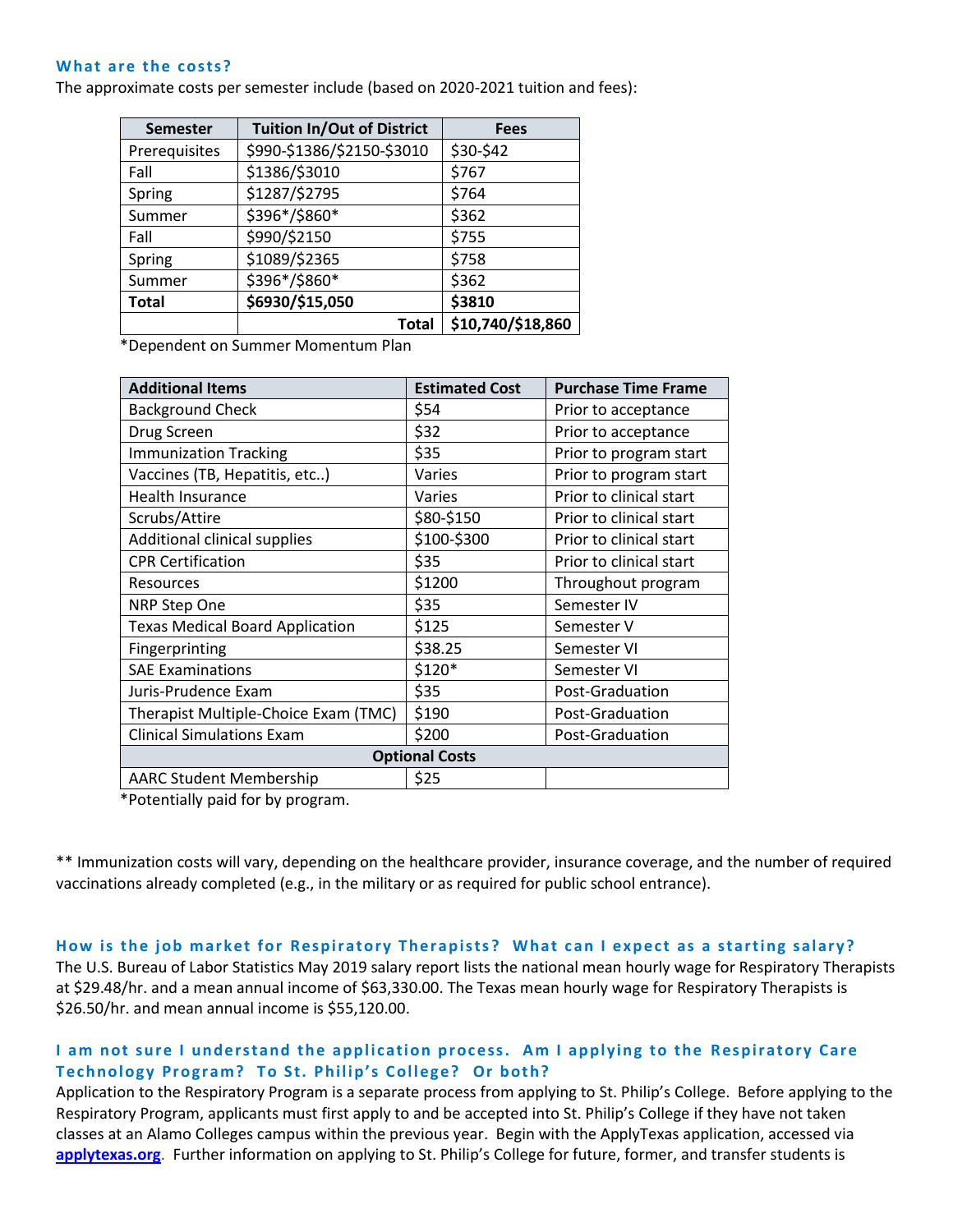### What are the costs?

The approximate costs per semester include (based on 2020-2021 tuition and fees):

| Semester | Tuition In/Out of District | Fees |
|---|---|---|
| Prerequisites | $990-$1386/$2150-$3010 | $30-$42 |
| Fall | $1386/$3010 | $767 |
| Spring | $1287/$2795 | $764 |
| Summer | $396*/$860* | $362 |
| Fall | $990/$2150 | $755 |
| Spring | $1089/$2365 | $758 |
| Summer | $396*/$860* | $362 |
| **Total** | **$6930/$15,050** | **$3810** |
| | **Total** | **$10,740/$18,860** |

*Dependent on Summer Momentum Plan

| Additional Items | Estimated Cost | Purchase Time Frame |
|---|---|---|
| Background Check | $54 | Prior to acceptance |
| Drug Screen | $32 | Prior to acceptance |
| Immunization Tracking | $35 | Prior to program start |
| Vaccines (TB, Hepatitis, etc..) | Varies | Prior to program start |
| Health Insurance | Varies | Prior to clinical start |
| Scrubs/Attire | $80-$150 | Prior to clinical start |
| Additional clinical supplies | $100-$300 | Prior to clinical start |
| CPR Certification | $35 | Prior to clinical start |
| Resources | $1200 | Throughout program |
| NRP Step One | $35 | Semester IV |
| Texas Medical Board Application | $125 | Semester V |
| Fingerprinting | $38.25 | Semester VI |
| SAE Examinations | $120* | Semester VI |
| Juris-Prudence Exam | $35 | Post-Graduation |
| Therapist Multiple-Choice Exam (TMC) | $190 | Post-Graduation |
| Clinical Simulations Exam | $200 | Post-Graduation |
| **Optional Costs** | | |
| AARC Student Membership | $25 | |

*Potentially paid for by program.

** Immunization costs will vary, depending on the healthcare provider, insurance coverage, and the number of required vaccinations already completed (e.g., in the military or as required for public school entrance).

### How is the job market for Respiratory Therapists? What can I expect as a starting salary?

The U.S. Bureau of Labor Statistics May 2019 salary report lists the national mean hourly wage for Respiratory Therapists at $29.48/hr. and a mean annual income of $63,330.00. The Texas mean hourly wage for Respiratory Therapists is $26.50/hr. and mean annual income is $55,120.00.

### I am not sure I understand the application process. Am I applying to the Respiratory Care Technology Program? To St. Philip's College? Or both?

Application to the Respiratory Program is a separate process from applying to St. Philip's College. Before applying to the Respiratory Program, applicants must first apply to and be accepted into St. Philip's College if they have not taken classes at an Alamo Colleges campus within the previous year. Begin with the ApplyTexas application, accessed via **applytexas.org**. Further information on applying to St. Philip's College for future, former, and transfer students is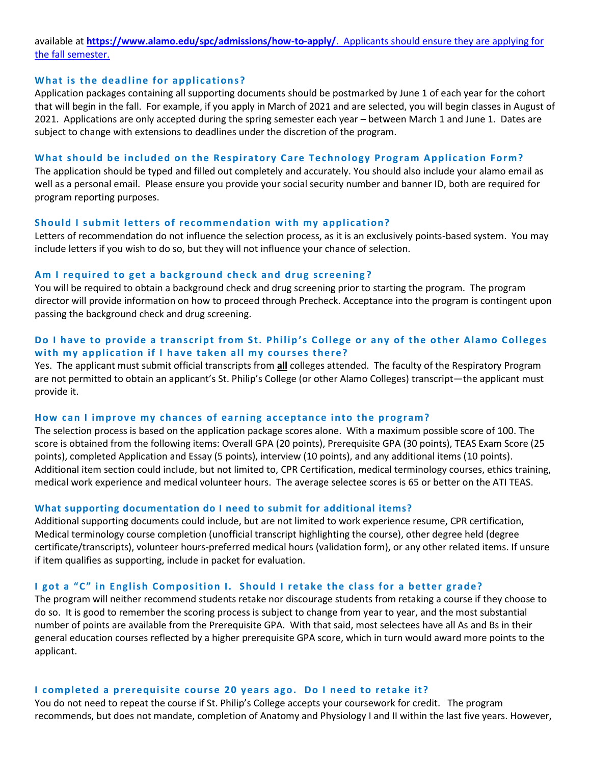available at **https://www.alamo.edu/spc/admissions/how-to-apply/**. Applicants should ensure they are applying for the fall semester.

### What is the deadline for applications?

Application packages containing all supporting documents should be postmarked by June 1 of each year for the cohort that will begin in the fall. For example, if you apply in March of 2021 and are selected, you will begin classes in August of 2021. Applications are only accepted during the spring semester each year – between March 1 and June 1. Dates are subject to change with extensions to deadlines under the discretion of the program.

### What should be included on the Respiratory Care Technology Program Application Form?

The application should be typed and filled out completely and accurately. You should also include your alamo email as well as a personal email. Please ensure you provide your social security number and banner ID, both are required for program reporting purposes.

### Should I submit letters of recommendation with my application?

Letters of recommendation do not influence the selection process, as it is an exclusively points-based system. You may include letters if you wish to do so, but they will not influence your chance of selection.

### Am I required to get a background check and drug screening?

You will be required to obtain a background check and drug screening prior to starting the program. The program director will provide information on how to proceed through Precheck. Acceptance into the program is contingent upon passing the background check and drug screening.

### Do I have to provide a transcript from St. Philip's College or any of the other Alamo Colleges with my application if I have taken all my courses there?

Yes. The applicant must submit official transcripts from **all** colleges attended. The faculty of the Respiratory Program are not permitted to obtain an applicant's St. Philip's College (or other Alamo Colleges) transcript—the applicant must provide it.

### How can I improve my chances of earning acceptance into the program?

The selection process is based on the application package scores alone. With a maximum possible score of 100. The score is obtained from the following items: Overall GPA (20 points), Prerequisite GPA (30 points), TEAS Exam Score (25 points), completed Application and Essay (5 points), interview (10 points), and any additional items (10 points). Additional item section could include, but not limited to, CPR Certification, medical terminology courses, ethics training, medical work experience and medical volunteer hours. The average selectee scores is 65 or better on the ATI TEAS.

### What supporting documentation do I need to submit for additional items?

Additional supporting documents could include, but are not limited to work experience resume, CPR certification, Medical terminology course completion (unofficial transcript highlighting the course), other degree held (degree certificate/transcripts), volunteer hours-preferred medical hours (validation form), or any other related items. If unsure if item qualifies as supporting, include in packet for evaluation.

### I got a "C" in English Composition I. Should I retake the class for a better grade?

The program will neither recommend students retake nor discourage students from retaking a course if they choose to do so. It is good to remember the scoring process is subject to change from year to year, and the most substantial number of points are available from the Prerequisite GPA. With that said, most selectees have all As and Bs in their general education courses reflected by a higher prerequisite GPA score, which in turn would award more points to the applicant.

### I completed a prerequisite course 20 years ago. Do I need to retake it?

You do not need to repeat the course if St. Philip's College accepts your coursework for credit. The program recommends, but does not mandate, completion of Anatomy and Physiology I and II within the last five years. However,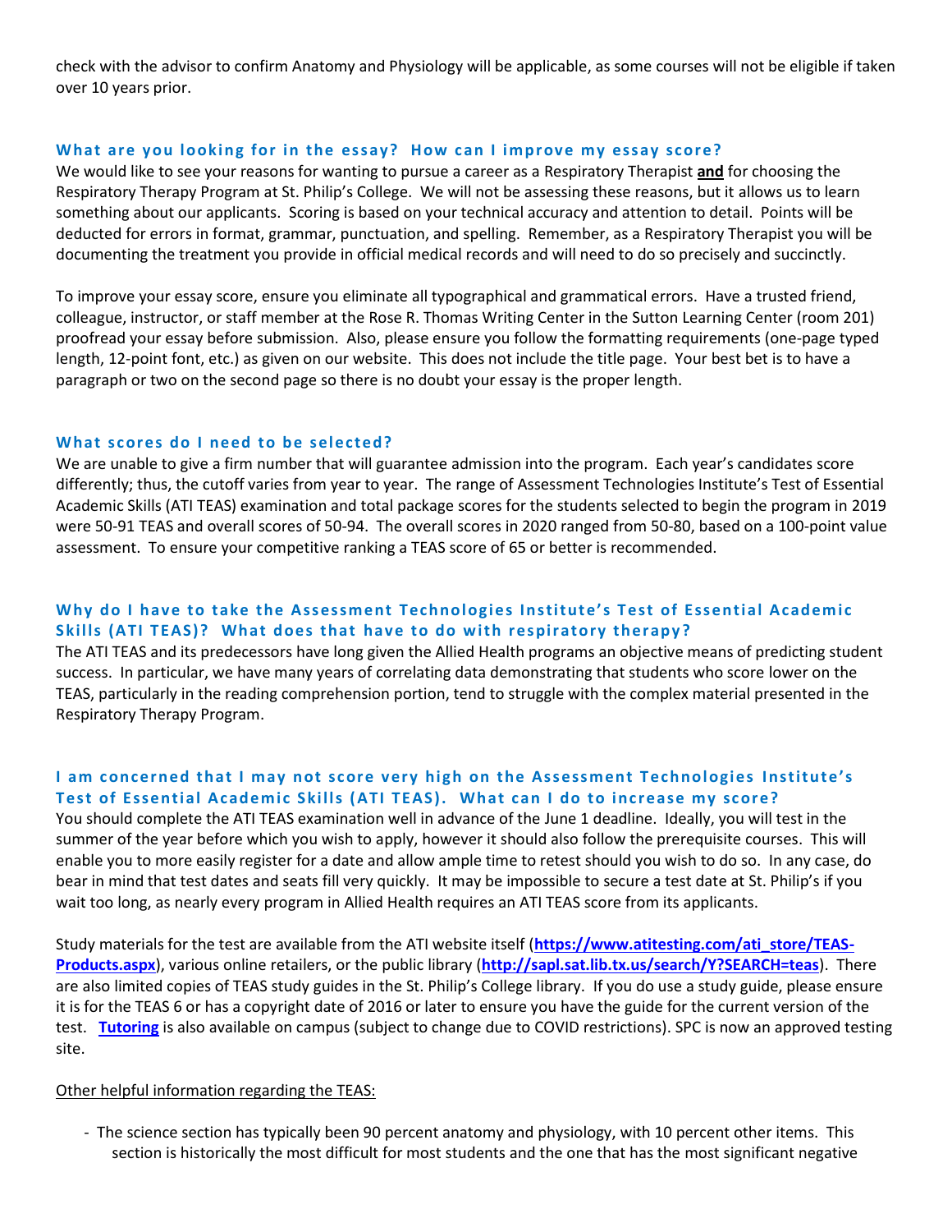check with the advisor to confirm Anatomy and Physiology will be applicable, as some courses will not be eligible if taken over 10 years prior.

### What are you looking for in the essay? How can I improve my essay score?

We would like to see your reasons for wanting to pursue a career as a Respiratory Therapist **and** for choosing the Respiratory Therapy Program at St. Philip's College. We will not be assessing these reasons, but it allows us to learn something about our applicants. Scoring is based on your technical accuracy and attention to detail. Points will be deducted for errors in format, grammar, punctuation, and spelling. Remember, as a Respiratory Therapist you will be documenting the treatment you provide in official medical records and will need to do so precisely and succinctly.

To improve your essay score, ensure you eliminate all typographical and grammatical errors. Have a trusted friend, colleague, instructor, or staff member at the Rose R. Thomas Writing Center in the Sutton Learning Center (room 201) proofread your essay before submission. Also, please ensure you follow the formatting requirements (one-page typed length, 12-point font, etc.) as given on our website. This does not include the title page. Your best bet is to have a paragraph or two on the second page so there is no doubt your essay is the proper length.

### What scores do I need to be selected?

We are unable to give a firm number that will guarantee admission into the program. Each year's candidates score differently; thus, the cutoff varies from year to year. The range of Assessment Technologies Institute's Test of Essential Academic Skills (ATI TEAS) examination and total package scores for the students selected to begin the program in 2019 were 50-91 TEAS and overall scores of 50-94. The overall scores in 2020 ranged from 50-80, based on a 100-point value assessment. To ensure your competitive ranking a TEAS score of 65 or better is recommended.

### Why do I have to take the Assessment Technologies Institute's Test of Essential Academic Skills (ATI TEAS)? What does that have to do with respiratory therapy?

The ATI TEAS and its predecessors have long given the Allied Health programs an objective means of predicting student success. In particular, we have many years of correlating data demonstrating that students who score lower on the TEAS, particularly in the reading comprehension portion, tend to struggle with the complex material presented in the Respiratory Therapy Program.

### I am concerned that I may not score very high on the Assessment Technologies Institute's Test of Essential Academic Skills (ATI TEAS). What can I do to increase my score?

You should complete the ATI TEAS examination well in advance of the June 1 deadline. Ideally, you will test in the summer of the year before which you wish to apply, however it should also follow the prerequisite courses. This will enable you to more easily register for a date and allow ample time to retest should you wish to do so. In any case, do bear in mind that test dates and seats fill very quickly. It may be impossible to secure a test date at St. Philip's if you wait too long, as nearly every program in Allied Health requires an ATI TEAS score from its applicants.

Study materials for the test are available from the ATI website itself (**https://www.atitesting.com/ati_store/TEAS-Products.aspx**), various online retailers, or the public library (**http://sapl.sat.lib.tx.us/search/Y?SEARCH=teas**). There are also limited copies of TEAS study guides in the St. Philip's College library. If you do use a study guide, please ensure it is for the TEAS 6 or has a copyright date of 2016 or later to ensure you have the guide for the current version of the test. **Tutoring** is also available on campus (subject to change due to COVID restrictions). SPC is now an approved testing site.

Other helpful information regarding the TEAS:

- The science section has typically been 90 percent anatomy and physiology, with 10 percent other items. This section is historically the most difficult for most students and the one that has the most significant negative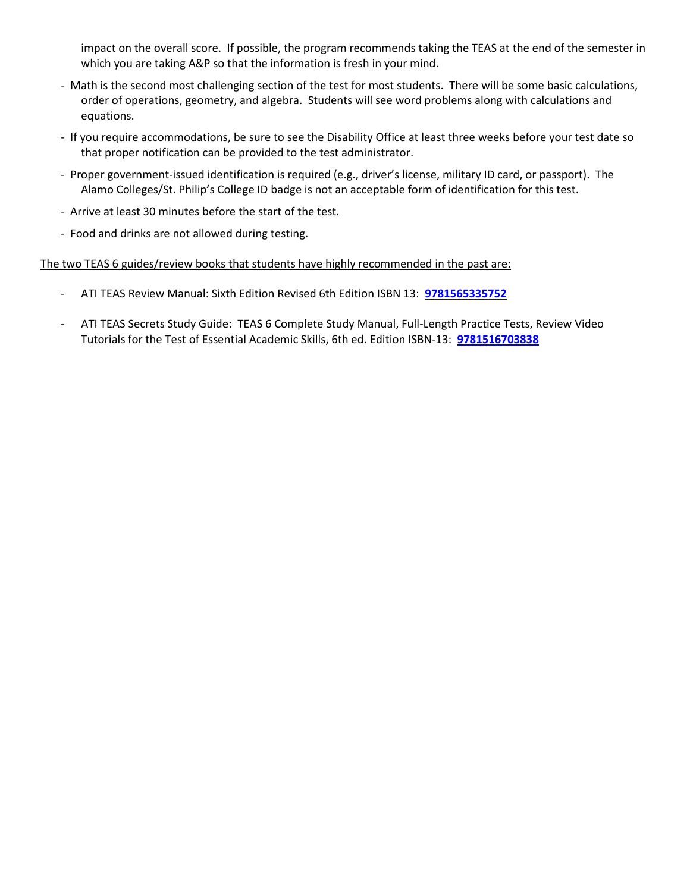impact on the overall score. If possible, the program recommends taking the TEAS at the end of the semester in which you are taking A&P so that the information is fresh in your mind.

- Math is the second most challenging section of the test for most students. There will be some basic calculations, order of operations, geometry, and algebra. Students will see word problems along with calculations and equations.
- If you require accommodations, be sure to see the Disability Office at least three weeks before your test date so that proper notification can be provided to the test administrator.
- Proper government-issued identification is required (e.g., driver's license, military ID card, or passport). The Alamo Colleges/St. Philip's College ID badge is not an acceptable form of identification for this test.
- Arrive at least 30 minutes before the start of the test.
- Food and drinks are not allowed during testing.

The two TEAS 6 guides/review books that students have highly recommended in the past are:

- ATI TEAS Review Manual: Sixth Edition Revised 6th Edition ISBN 13: **9781565335752**
- ATI TEAS Secrets Study Guide: TEAS 6 Complete Study Manual, Full-Length Practice Tests, Review Video Tutorials for the Test of Essential Academic Skills, 6th ed. Edition ISBN-13: **9781516703838**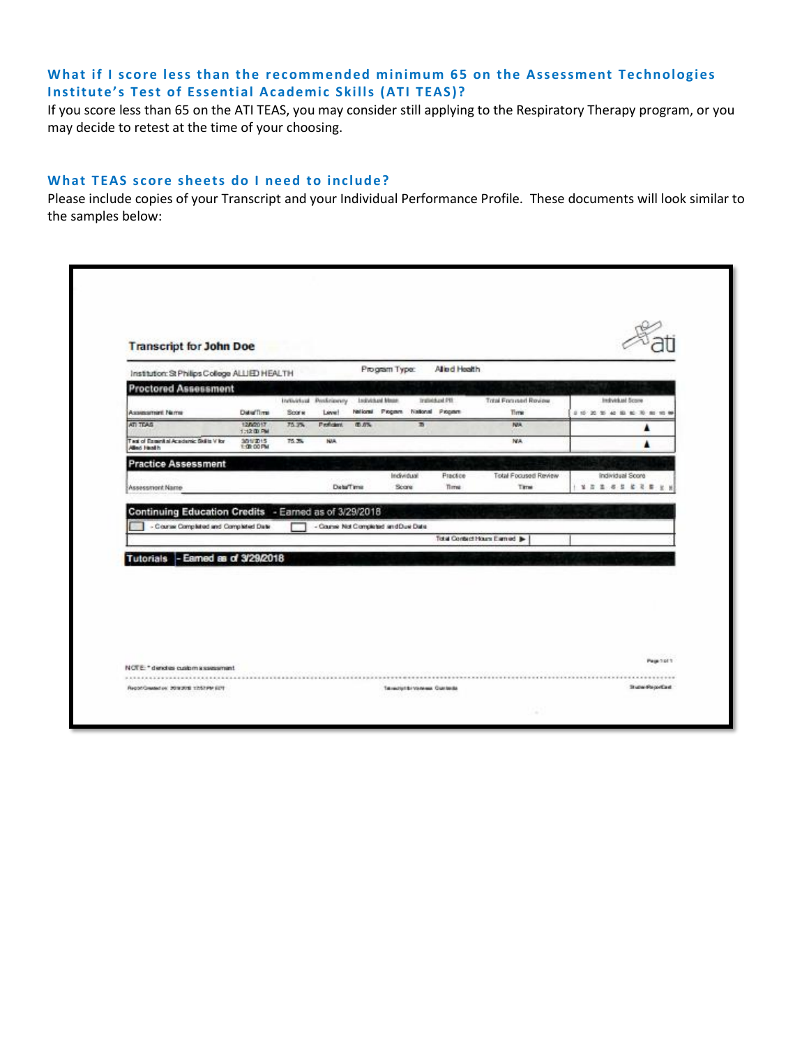### What if I score less than the recommended minimum 65 on the Assessment Technologies Institute's Test of Essential Academic Skills (ATI TEAS)?

If you score less than 65 on the ATI TEAS, you may consider still applying to the Respiratory Therapy program, or you may decide to retest at the time of your choosing.

### What TEAS score sheets do I need to include?

Please include copies of your Transcript and your Individual Performance Profile. These documents will look similar to the samples below:

**Transcript for John Doe**

Institution: St Philips College ALLIED HEALTH | Program Type: Allied Health

**Proctored Assessment**

| Assessment Name | Date/Time | Individual Score | Proficiency Level | Individual Mean National | Individual Mean Program | Individual PR National | Individual PR Program | Total Focused Review Time | Individual Score |
|---|---|---|---|---|---|---|---|---|---|
| ATI TEAS | 12/6/2017 1:12:00 PM | 75.3% | Proficient | 65.6% | | 78 | | N/A | ▲ |
| Test of Essential Academic Skills V for Allied Health | 3/31/2015 1:00:00 PM | 75.3% | N/A | | | | | N/A | ▲ |

**Practice Assessment**

| Assessment Name | Date/Time | Individual Score | Practice Time | Total Focused Review Time | Individual Score |
|---|---|---|---|---|---|

**Continuing Education Credits** - Earned as of 3/29/2018

- Course Completed and Completed Date
- Course Not Completed and Due Date

Total Contact Hours Earned ▶

**Tutorials** - Earned as of 3/29/2018

NOTE: * denotes custom assessment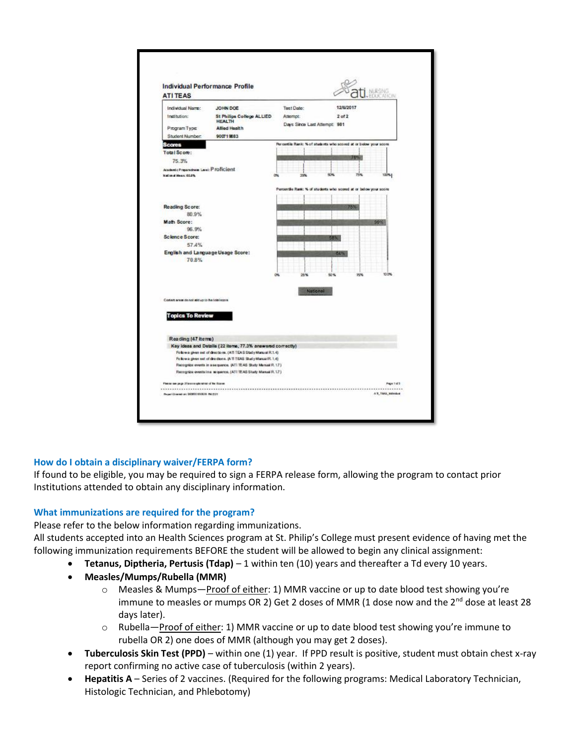Individual Performance Profile
ATI TEAS

| Individual Name: | JOHN DOE | Test Date: | 12/6/2017 |
| --- | --- | --- | --- |
| Institution: | St Philips College ALLIED HEALTH | Attempt: | 2 of 2 |
| Program Type: | Allied Health | Days Since Last Attempt: | 981 |
| Student Number: | 900719883 | | |

**Scores**

Total Score: 75.3%

Academic Preparedness Level: Proficient

National Mean: 65.6%

Percentile Rank: % of students who scored at or below your score: 76%

| Score | Percentile Rank (National) |
| --- | --- |
| Reading Score: 80.9% | 75% |
| Math Score: 96.9% | 99% |
| Science Score: 57.4% | 58% |
| English and Language Usage Score: 70.8% | 64% |

Content areas do not add up to the total score

**Topics To Review**

Reading (47 items)

Key Ideas and Details (22 items, 77.3% answered correctly)

- Follow a given set of directions. (ATI TEAS Study Manual R.1.4)
- Follow a given set of directions. (ATI TEAS Study Manual R.1.4)
- Recognize events in a sequence. (ATI TEAS Study Manual R.1.7)
- Recognize events in a sequence. (ATI TEAS Study Manual R.1.7)

### How do I obtain a disciplinary waiver/FERPA form?

If found to be eligible, you may be required to sign a FERPA release form, allowing the program to contact prior Institutions attended to obtain any disciplinary information.

### What immunizations are required for the program?

Please refer to the below information regarding immunizations.

All students accepted into an Health Sciences program at St. Philip's College must present evidence of having met the following immunization requirements BEFORE the student will be allowed to begin any clinical assignment:

- **Tetanus, Diptheria, Pertusis (Tdap)** – 1 within ten (10) years and thereafter a Td every 10 years.
- **Measles/Mumps/Rubella (MMR)**
  - Measles & Mumps—Proof of either: 1) MMR vaccine or up to date blood test showing you're immune to measles or mumps OR 2) Get 2 doses of MMR (1 dose now and the 2nd dose at least 28 days later).
  - Rubella—Proof of either: 1) MMR vaccine or up to date blood test showing you're immune to rubella OR 2) one does of MMR (although you may get 2 doses).
- **Tuberculosis Skin Test (PPD)** – within one (1) year. If PPD result is positive, student must obtain chest x-ray report confirming no active case of tuberculosis (within 2 years).
- **Hepatitis A** – Series of 2 vaccines. (Required for the following programs: Medical Laboratory Technician, Histologic Technician, and Phlebotomy)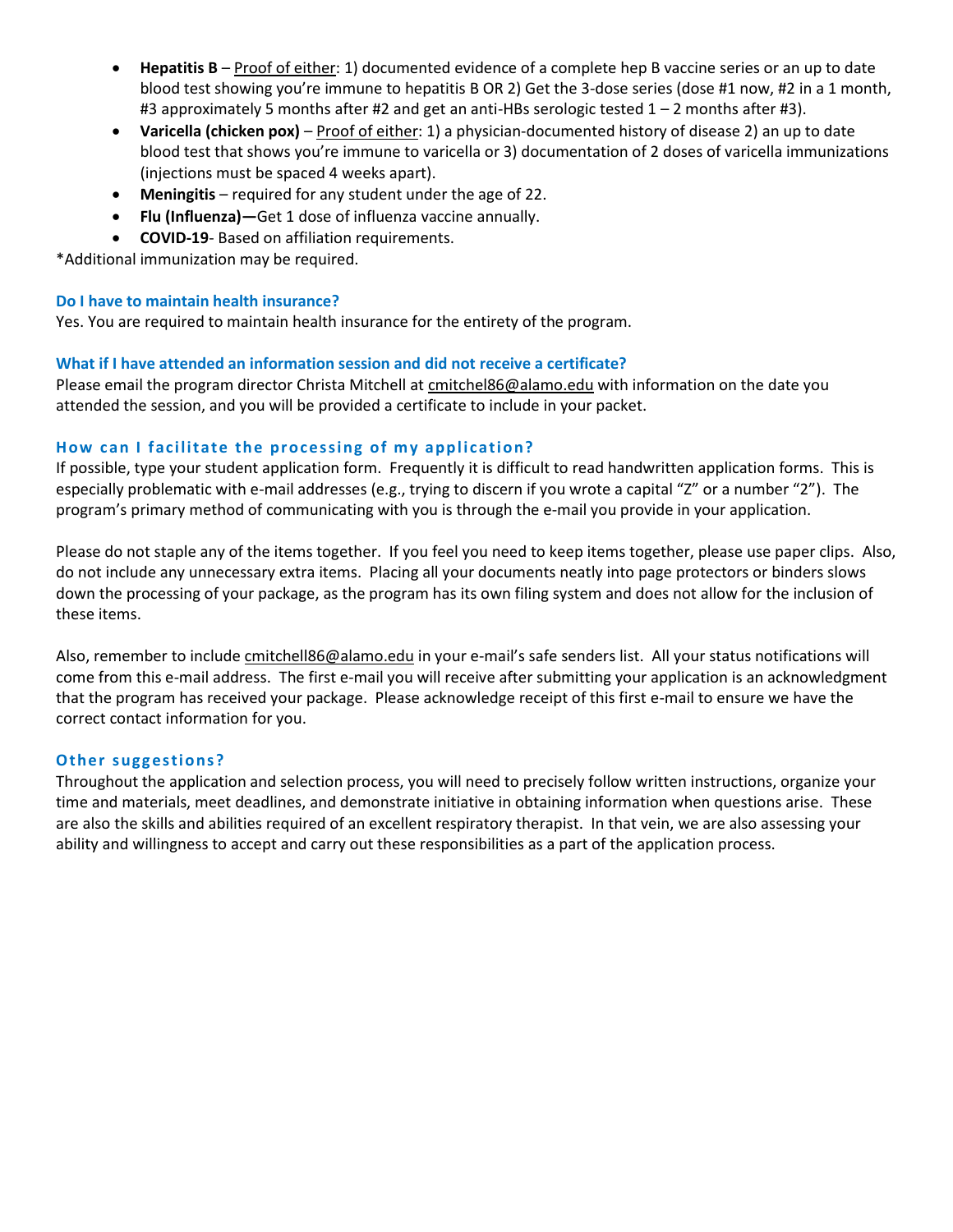- **Hepatitis B** – Proof of either: 1) documented evidence of a complete hep B vaccine series or an up to date blood test showing you're immune to hepatitis B OR 2) Get the 3-dose series (dose #1 now, #2 in a 1 month, #3 approximately 5 months after #2 and get an anti-HBs serologic tested 1 – 2 months after #3).
- **Varicella (chicken pox)** – Proof of either: 1) a physician-documented history of disease 2) an up to date blood test that shows you're immune to varicella or 3) documentation of 2 doses of varicella immunizations (injections must be spaced 4 weeks apart).
- **Meningitis** – required for any student under the age of 22.
- **Flu (Influenza)—**Get 1 dose of influenza vaccine annually.
- **COVID-19**- Based on affiliation requirements.

*Additional immunization may be required.

### Do I have to maintain health insurance?

Yes. You are required to maintain health insurance for the entirety of the program.

### What if I have attended an information session and did not receive a certificate?

Please email the program director Christa Mitchell at cmitchel86@alamo.edu with information on the date you attended the session, and you will be provided a certificate to include in your packet.

### How can I facilitate the processing of my application?

If possible, type your student application form. Frequently it is difficult to read handwritten application forms. This is especially problematic with e-mail addresses (e.g., trying to discern if you wrote a capital "Z" or a number "2"). The program's primary method of communicating with you is through the e-mail you provide in your application.

Please do not staple any of the items together. If you feel you need to keep items together, please use paper clips. Also, do not include any unnecessary extra items. Placing all your documents neatly into page protectors or binders slows down the processing of your package, as the program has its own filing system and does not allow for the inclusion of these items.

Also, remember to include cmitchell86@alamo.edu in your e-mail's safe senders list. All your status notifications will come from this e-mail address. The first e-mail you will receive after submitting your application is an acknowledgment that the program has received your package. Please acknowledge receipt of this first e-mail to ensure we have the correct contact information for you.

### Other suggestions?

Throughout the application and selection process, you will need to precisely follow written instructions, organize your time and materials, meet deadlines, and demonstrate initiative in obtaining information when questions arise. These are also the skills and abilities required of an excellent respiratory therapist. In that vein, we are also assessing your ability and willingness to accept and carry out these responsibilities as a part of the application process.